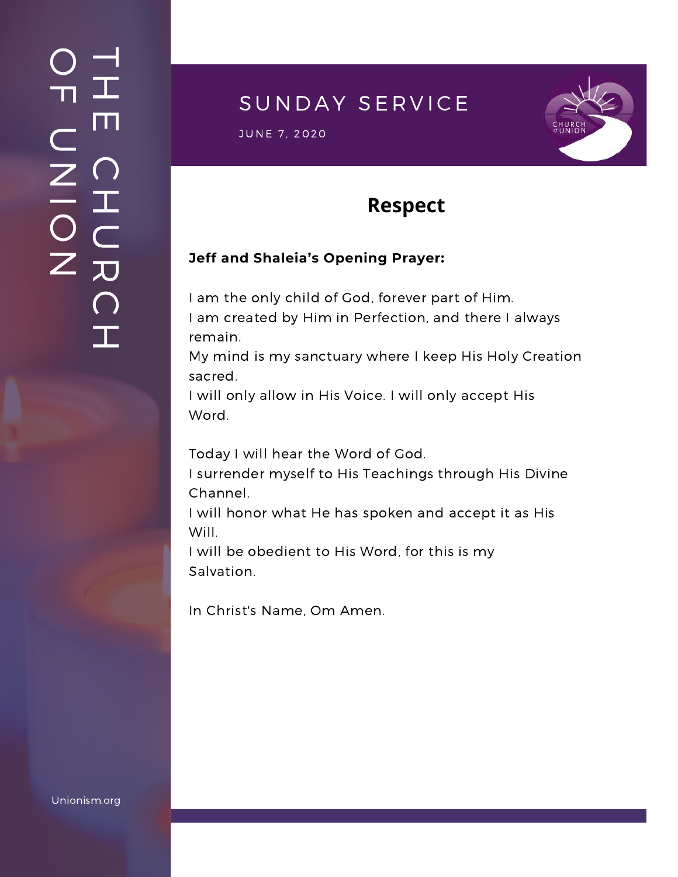THE CHURCH OF UNION

# SUNDAY SERVICE

JUNE 7, 2020

## Respect

**Jeff and Shaleia's Opening Prayer:**

I am the only child of God, forever part of Him.
I am created by Him in Perfection, and there I always remain.
My mind is my sanctuary where I keep His Holy Creation sacred.
I will only allow in His Voice. I will only accept His Word.

Today I will hear the Word of God.
I surrender myself to His Teachings through His Divine Channel.
I will honor what He has spoken and accept it as His Will.
I will be obedient to His Word, for this is my Salvation.

In Christ's Name, Om Amen.

Unionism.org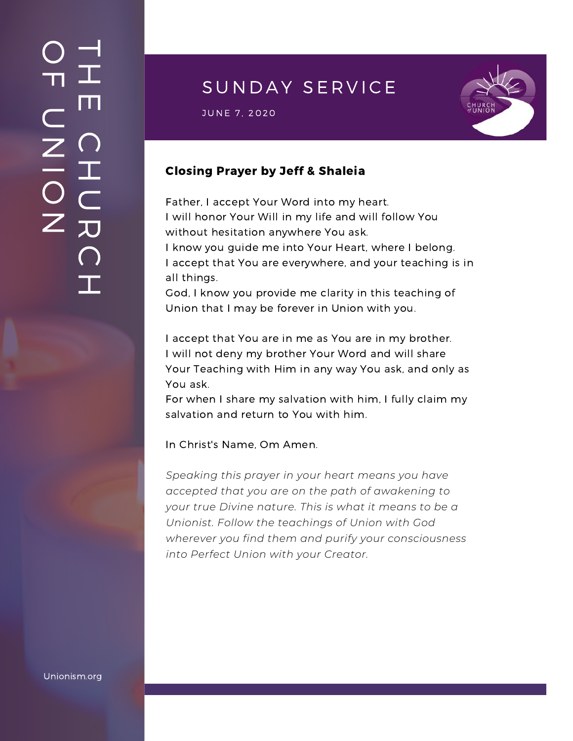# SUNDAY SERVICE

JUNE 7, 2020

**Closing Prayer by Jeff & Shaleia**

Father, I accept Your Word into my heart.
I will honor Your Will in my life and will follow You without hesitation anywhere You ask.
I know you guide me into Your Heart, where I belong.
I accept that You are everywhere, and your teaching is in all things.
God, I know you provide me clarity in this teaching of Union that I may be forever in Union with you.

I accept that You are in me as You are in my brother.
I will not deny my brother Your Word and will share Your Teaching with Him in any way You ask, and only as You ask.
For when I share my salvation with him, I fully claim my salvation and return to You with him.

In Christ's Name, Om Amen.

*Speaking this prayer in your heart means you have accepted that you are on the path of awakening to your true Divine nature. This is what it means to be a Unionist. Follow the teachings of Union with God wherever you find them and purify your consciousness into Perfect Union with your Creator.*